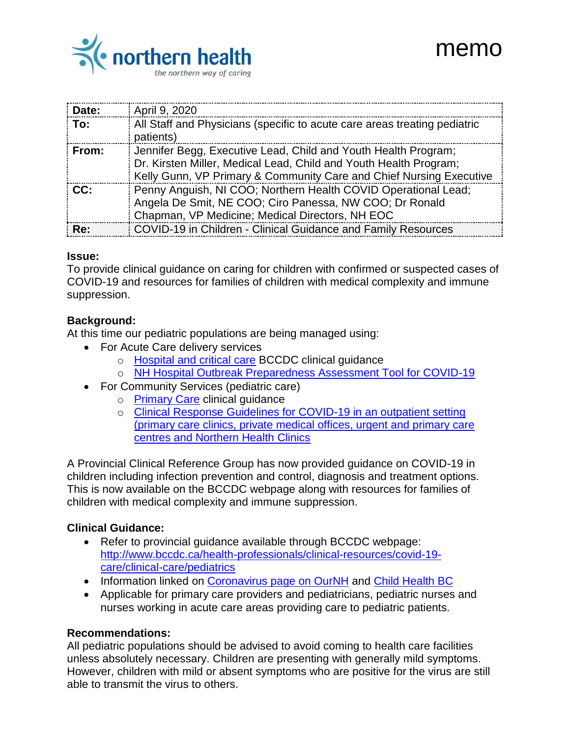northern health
*the northern way of caring*

# memo

| | |
|---|---|
| **Date:** | April 9, 2020 |
| **To:** | All Staff and Physicians (specific to acute care areas treating pediatric patients) |
| **From:** | Jennifer Begg, Executive Lead, Child and Youth Health Program; Dr. Kirsten Miller, Medical Lead, Child and Youth Health Program; Kelly Gunn, VP Primary & Community Care and Chief Nursing Executive |
| **CC:** | Penny Anguish, NI COO; Northern Health COVID Operational Lead; Angela De Smit, NE COO; Ciro Panessa, NW COO; Dr Ronald Chapman, VP Medicine; Medical Directors, NH EOC |
| **Re:** | COVID-19 in Children - Clinical Guidance and Family Resources |

**Issue:**
To provide clinical guidance on caring for children with confirmed or suspected cases of COVID-19 and resources for families of children with medical complexity and immune suppression.

**Background:**
At this time our pediatric populations are being managed using:

- For Acute Care delivery services
  - Hospital and critical care BCCDC clinical guidance
  - NH Hospital Outbreak Preparedness Assessment Tool for COVID-19
- For Community Services (pediatric care)
  - Primary Care clinical guidance
  - Clinical Response Guidelines for COVID-19 in an outpatient setting (primary care clinics, private medical offices, urgent and primary care centres and Northern Health Clinics

A Provincial Clinical Reference Group has now provided guidance on COVID-19 in children including infection prevention and control, diagnosis and treatment options. This is now available on the BCCDC webpage along with resources for families of children with medical complexity and immune suppression.

**Clinical Guidance:**

- Refer to provincial guidance available through BCCDC webpage: http://www.bccdc.ca/health-professionals/clinical-resources/covid-19-care/clinical-care/pediatrics
- Information linked on Coronavirus page on OurNH and Child Health BC
- Applicable for primary care providers and pediatricians, pediatric nurses and nurses working in acute care areas providing care to pediatric patients.

**Recommendations:**
All pediatric populations should be advised to avoid coming to health care facilities unless absolutely necessary. Children are presenting with generally mild symptoms. However, children with mild or absent symptoms who are positive for the virus are still able to transmit the virus to others.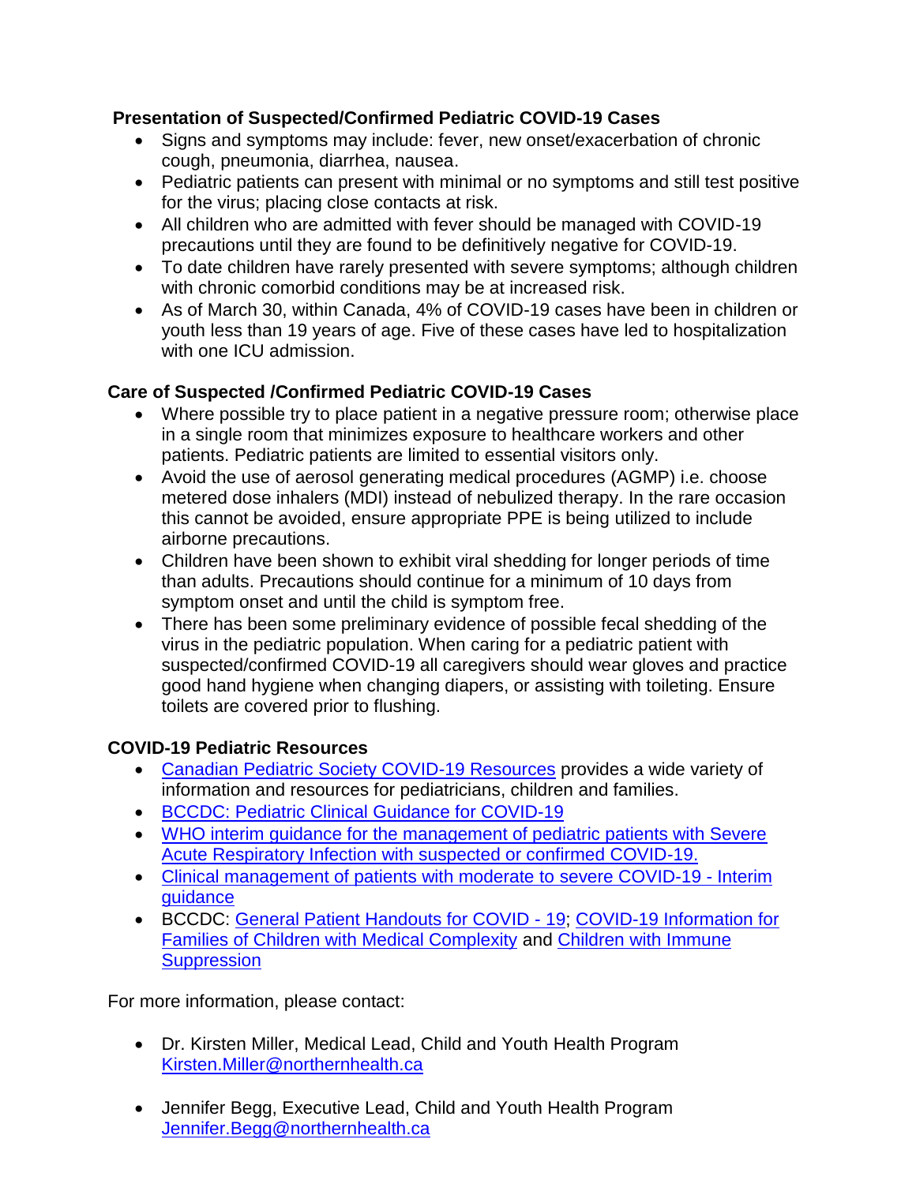**Presentation of Suspected/Confirmed Pediatric COVID-19 Cases**

- Signs and symptoms may include: fever, new onset/exacerbation of chronic cough, pneumonia, diarrhea, nausea.
- Pediatric patients can present with minimal or no symptoms and still test positive for the virus; placing close contacts at risk.
- All children who are admitted with fever should be managed with COVID-19 precautions until they are found to be definitively negative for COVID-19.
- To date children have rarely presented with severe symptoms; although children with chronic comorbid conditions may be at increased risk.
- As of March 30, within Canada, 4% of COVID-19 cases have been in children or youth less than 19 years of age. Five of these cases have led to hospitalization with one ICU admission.

**Care of Suspected /Confirmed Pediatric COVID-19 Cases**

- Where possible try to place patient in a negative pressure room; otherwise place in a single room that minimizes exposure to healthcare workers and other patients. Pediatric patients are limited to essential visitors only.
- Avoid the use of aerosol generating medical procedures (AGMP) i.e. choose metered dose inhalers (MDI) instead of nebulized therapy. In the rare occasion this cannot be avoided, ensure appropriate PPE is being utilized to include airborne precautions.
- Children have been shown to exhibit viral shedding for longer periods of time than adults. Precautions should continue for a minimum of 10 days from symptom onset and until the child is symptom free.
- There has been some preliminary evidence of possible fecal shedding of the virus in the pediatric population. When caring for a pediatric patient with suspected/confirmed COVID-19 all caregivers should wear gloves and practice good hand hygiene when changing diapers, or assisting with toileting. Ensure toilets are covered prior to flushing.

**COVID-19 Pediatric Resources**

- Canadian Pediatric Society COVID-19 Resources provides a wide variety of information and resources for pediatricians, children and families.
- BCCDC: Pediatric Clinical Guidance for COVID-19
- WHO interim guidance for the management of pediatric patients with Severe Acute Respiratory Infection with suspected or confirmed COVID-19.
- Clinical management of patients with moderate to severe COVID-19 - Interim guidance
- BCCDC: General Patient Handouts for COVID - 19; COVID-19 Information for Families of Children with Medical Complexity and Children with Immune Suppression

For more information, please contact:

- Dr. Kirsten Miller, Medical Lead, Child and Youth Health Program
  Kirsten.Miller@northernhealth.ca

- Jennifer Begg, Executive Lead, Child and Youth Health Program
  Jennifer.Begg@northernhealth.ca